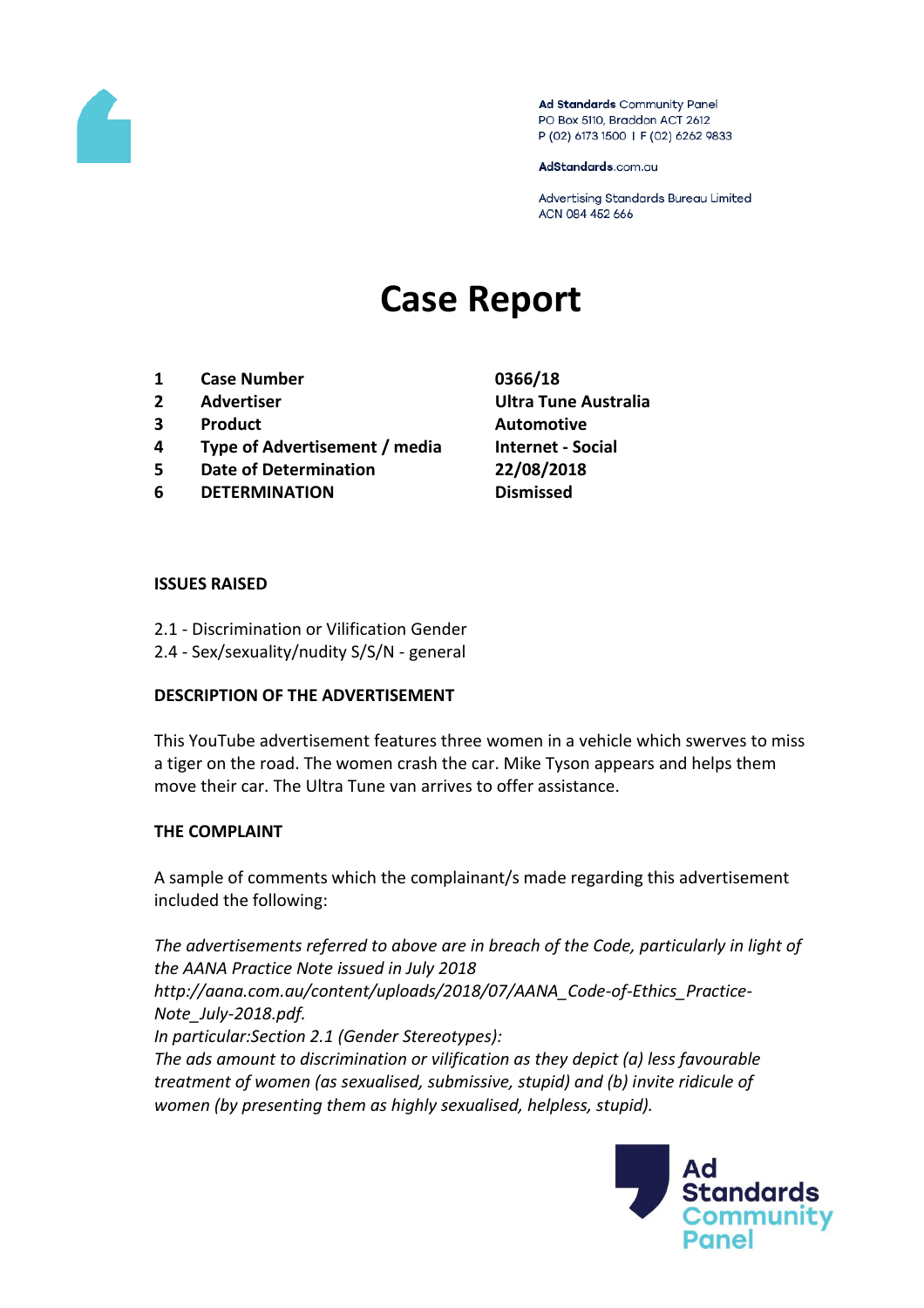Ad Standards Community Panel
PO Box 5110, Braddon ACT 2612
P (02) 6173 1500 | F (02) 6262 9833

AdStandards.com.au

Advertising Standards Bureau Limited
ACN 084 452 666

# Case Report

| | | |
|---|---|---|
| **1** | **Case Number** | **0366/18** |
| **2** | **Advertiser** | **Ultra Tune Australia** |
| **3** | **Product** | **Automotive** |
| **4** | **Type of Advertisement / media** | **Internet - Social** |
| **5** | **Date of Determination** | **22/08/2018** |
| **6** | **DETERMINATION** | **Dismissed** |

**ISSUES RAISED**

2.1 - Discrimination or Vilification Gender
2.4 - Sex/sexuality/nudity S/S/N - general

**DESCRIPTION OF THE ADVERTISEMENT**

This YouTube advertisement features three women in a vehicle which swerves to miss a tiger on the road. The women crash the car. Mike Tyson appears and helps them move their car. The Ultra Tune van arrives to offer assistance.

**THE COMPLAINT**

A sample of comments which the complainant/s made regarding this advertisement included the following:

*The advertisements referred to above are in breach of the Code, particularly in light of the AANA Practice Note issued in July 2018 http://aana.com.au/content/uploads/2018/07/AANA_Code-of-Ethics_Practice-Note_July-2018.pdf.*
*In particular:Section 2.1 (Gender Stereotypes):*
*The ads amount to discrimination or vilification as they depict (a) less favourable treatment of women (as sexualised, submissive, stupid) and (b) invite ridicule of women (by presenting them as highly sexualised, helpless, stupid).*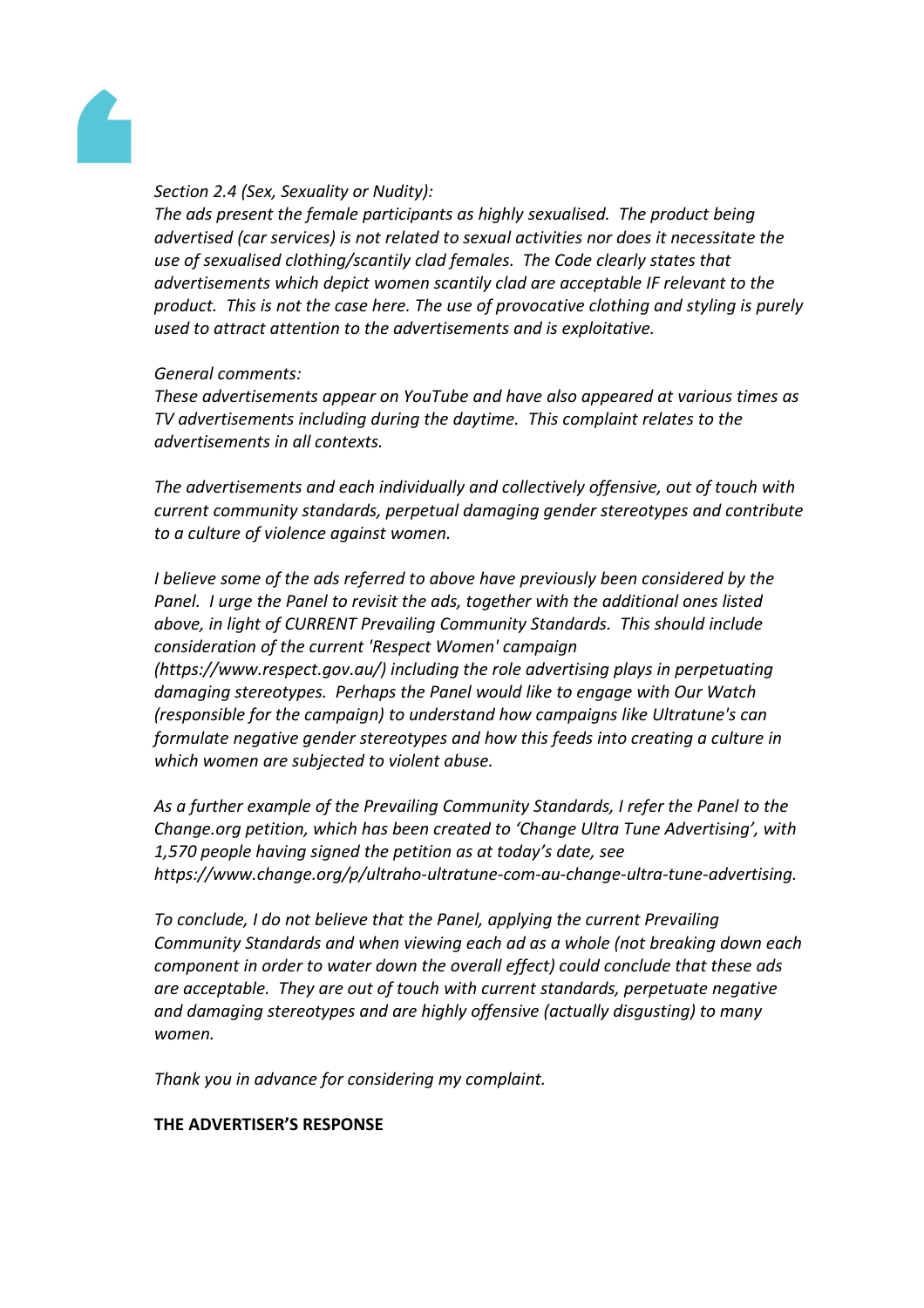*Section 2.4 (Sex, Sexuality or Nudity):*
*The ads present the female participants as highly sexualised. The product being advertised (car services) is not related to sexual activities nor does it necessitate the use of sexualised clothing/scantily clad females. The Code clearly states that advertisements which depict women scantily clad are acceptable IF relevant to the product. This is not the case here. The use of provocative clothing and styling is purely used to attract attention to the advertisements and is exploitative.*

*General comments:*
*These advertisements appear on YouTube and have also appeared at various times as TV advertisements including during the daytime. This complaint relates to the advertisements in all contexts.*

*The advertisements and each individually and collectively offensive, out of touch with current community standards, perpetual damaging gender stereotypes and contribute to a culture of violence against women.*

*I believe some of the ads referred to above have previously been considered by the Panel. I urge the Panel to revisit the ads, together with the additional ones listed above, in light of CURRENT Prevailing Community Standards. This should include consideration of the current 'Respect Women' campaign (https://www.respect.gov.au/) including the role advertising plays in perpetuating damaging stereotypes. Perhaps the Panel would like to engage with Our Watch (responsible for the campaign) to understand how campaigns like Ultratune's can formulate negative gender stereotypes and how this feeds into creating a culture in which women are subjected to violent abuse.*

*As a further example of the Prevailing Community Standards, I refer the Panel to the Change.org petition, which has been created to 'Change Ultra Tune Advertising', with 1,570 people having signed the petition as at today's date, see https://www.change.org/p/ultraho-ultratune-com-au-change-ultra-tune-advertising.*

*To conclude, I do not believe that the Panel, applying the current Prevailing Community Standards and when viewing each ad as a whole (not breaking down each component in order to water down the overall effect) could conclude that these ads are acceptable. They are out of touch with current standards, perpetuate negative and damaging stereotypes and are highly offensive (actually disgusting) to many women.*

*Thank you in advance for considering my complaint.*

**THE ADVERTISER'S RESPONSE**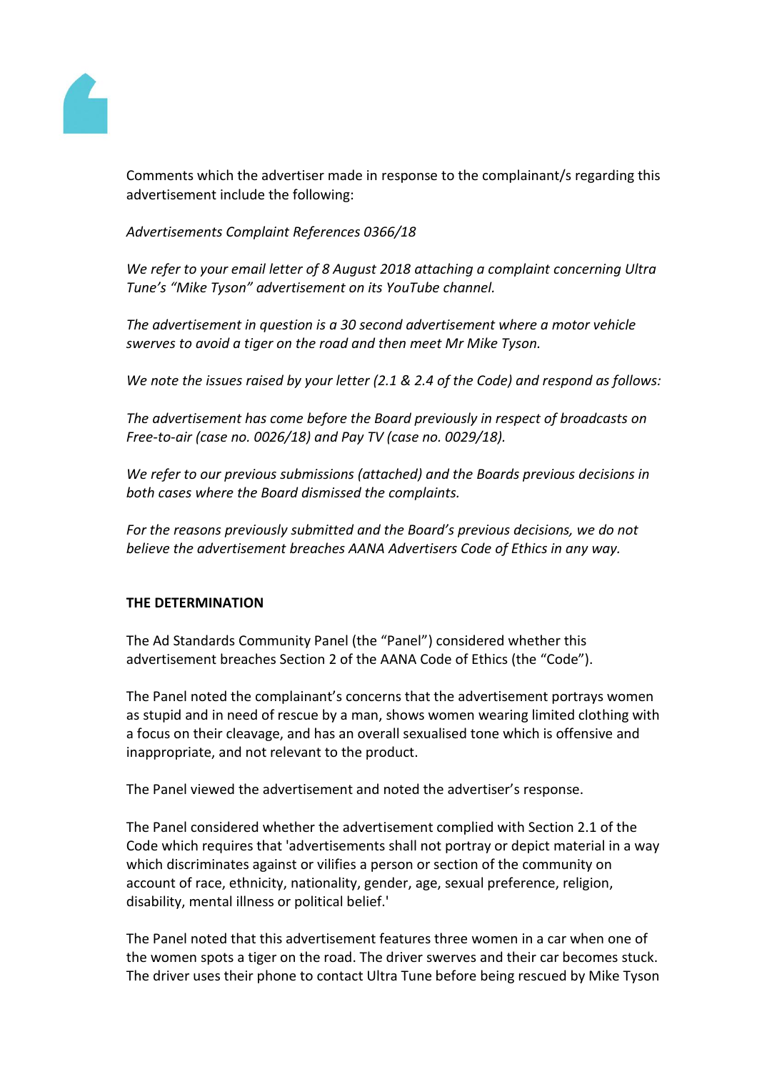Comments which the advertiser made in response to the complainant/s regarding this advertisement include the following:

*Advertisements Complaint References 0366/18*

*We refer to your email letter of 8 August 2018 attaching a complaint concerning Ultra Tune's "Mike Tyson" advertisement on its YouTube channel.*

*The advertisement in question is a 30 second advertisement where a motor vehicle swerves to avoid a tiger on the road and then meet Mr Mike Tyson.*

*We note the issues raised by your letter (2.1 & 2.4 of the Code) and respond as follows:*

*The advertisement has come before the Board previously in respect of broadcasts on Free-to-air (case no. 0026/18) and Pay TV (case no. 0029/18).*

*We refer to our previous submissions (attached) and the Boards previous decisions in both cases where the Board dismissed the complaints.*

*For the reasons previously submitted and the Board's previous decisions, we do not believe the advertisement breaches AANA Advertisers Code of Ethics in any way.*

**THE DETERMINATION**

The Ad Standards Community Panel (the "Panel") considered whether this advertisement breaches Section 2 of the AANA Code of Ethics (the "Code").

The Panel noted the complainant's concerns that the advertisement portrays women as stupid and in need of rescue by a man, shows women wearing limited clothing with a focus on their cleavage, and has an overall sexualised tone which is offensive and inappropriate, and not relevant to the product.

The Panel viewed the advertisement and noted the advertiser's response.

The Panel considered whether the advertisement complied with Section 2.1 of the Code which requires that 'advertisements shall not portray or depict material in a way which discriminates against or vilifies a person or section of the community on account of race, ethnicity, nationality, gender, age, sexual preference, religion, disability, mental illness or political belief.'

The Panel noted that this advertisement features three women in a car when one of the women spots a tiger on the road. The driver swerves and their car becomes stuck. The driver uses their phone to contact Ultra Tune before being rescued by Mike Tyson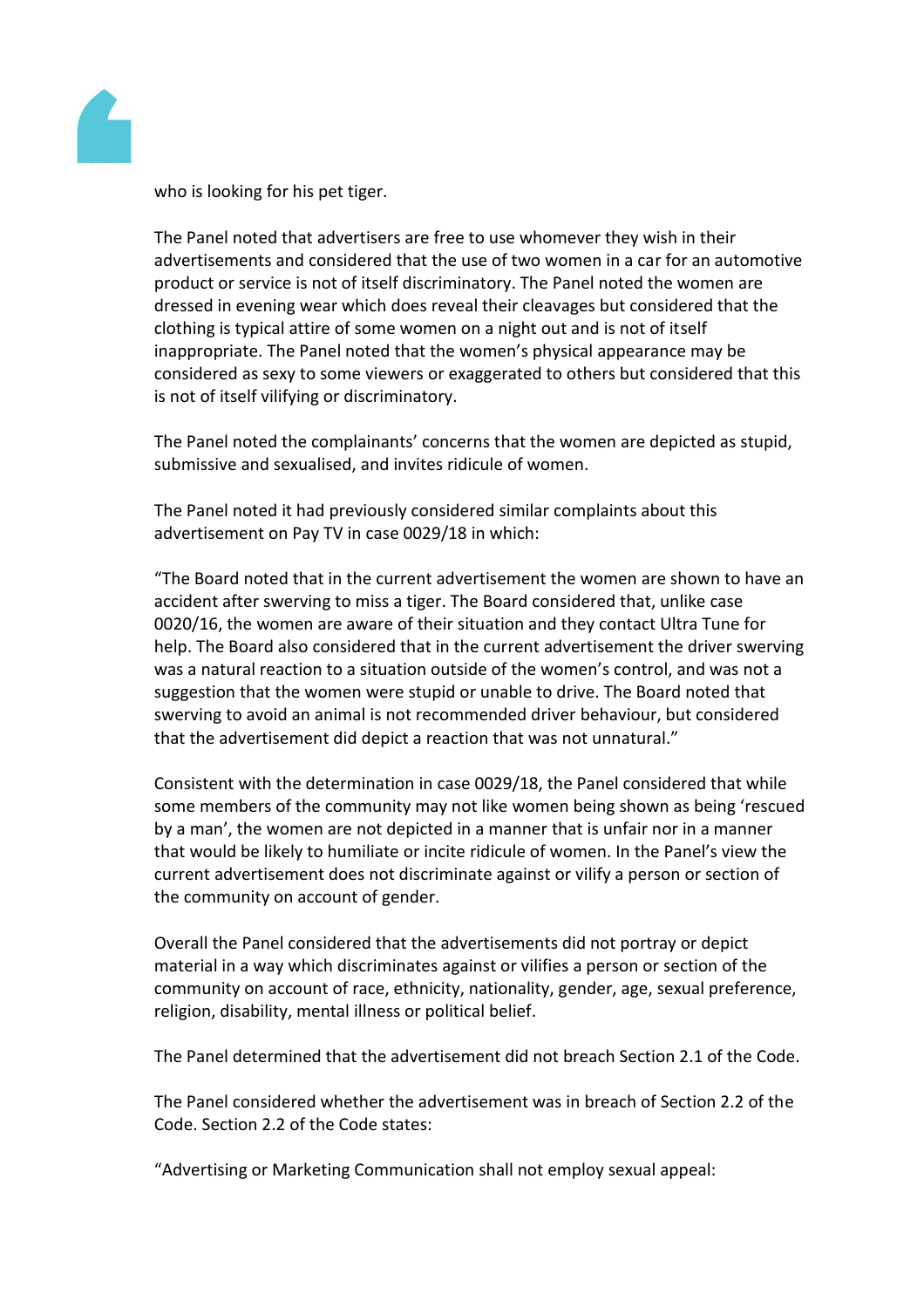who is looking for his pet tiger.

The Panel noted that advertisers are free to use whomever they wish in their advertisements and considered that the use of two women in a car for an automotive product or service is not of itself discriminatory. The Panel noted the women are dressed in evening wear which does reveal their cleavages but considered that the clothing is typical attire of some women on a night out and is not of itself inappropriate. The Panel noted that the women's physical appearance may be considered as sexy to some viewers or exaggerated to others but considered that this is not of itself vilifying or discriminatory.

The Panel noted the complainants' concerns that the women are depicted as stupid, submissive and sexualised, and invites ridicule of women.

The Panel noted it had previously considered similar complaints about this advertisement on Pay TV in case 0029/18 in which:

"The Board noted that in the current advertisement the women are shown to have an accident after swerving to miss a tiger. The Board considered that, unlike case 0020/16, the women are aware of their situation and they contact Ultra Tune for help. The Board also considered that in the current advertisement the driver swerving was a natural reaction to a situation outside of the women's control, and was not a suggestion that the women were stupid or unable to drive. The Board noted that swerving to avoid an animal is not recommended driver behaviour, but considered that the advertisement did depict a reaction that was not unnatural."

Consistent with the determination in case 0029/18, the Panel considered that while some members of the community may not like women being shown as being 'rescued by a man', the women are not depicted in a manner that is unfair nor in a manner that would be likely to humiliate or incite ridicule of women. In the Panel's view the current advertisement does not discriminate against or vilify a person or section of the community on account of gender.

Overall the Panel considered that the advertisements did not portray or depict material in a way which discriminates against or vilifies a person or section of the community on account of race, ethnicity, nationality, gender, age, sexual preference, religion, disability, mental illness or political belief.

The Panel determined that the advertisement did not breach Section 2.1 of the Code.

The Panel considered whether the advertisement was in breach of Section 2.2 of the Code. Section 2.2 of the Code states:

"Advertising or Marketing Communication shall not employ sexual appeal: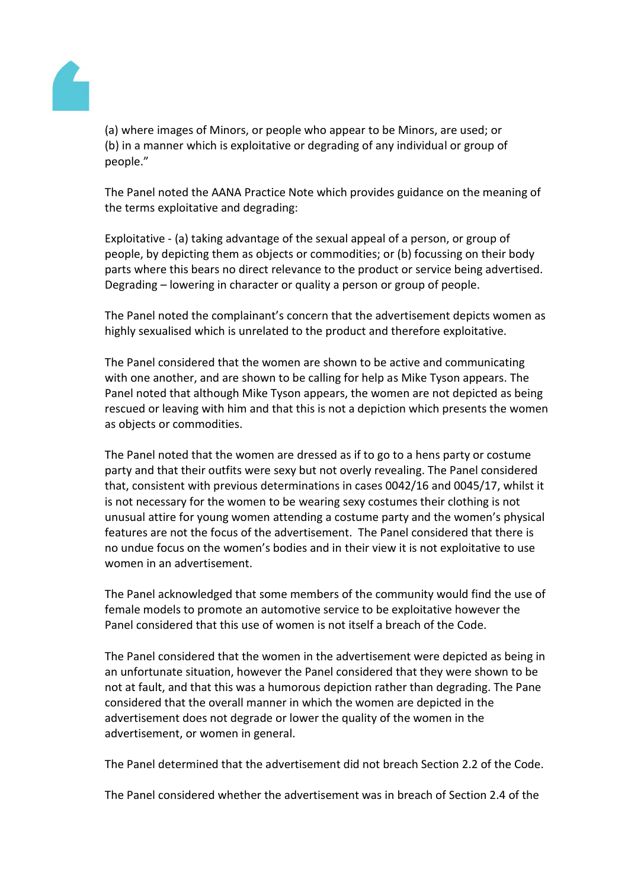(a) where images of Minors, or people who appear to be Minors, are used; or
(b) in a manner which is exploitative or degrading of any individual or group of people."

The Panel noted the AANA Practice Note which provides guidance on the meaning of the terms exploitative and degrading:

Exploitative - (a) taking advantage of the sexual appeal of a person, or group of people, by depicting them as objects or commodities; or (b) focussing on their body parts where this bears no direct relevance to the product or service being advertised.
Degrading – lowering in character or quality a person or group of people.

The Panel noted the complainant's concern that the advertisement depicts women as highly sexualised which is unrelated to the product and therefore exploitative.

The Panel considered that the women are shown to be active and communicating with one another, and are shown to be calling for help as Mike Tyson appears. The Panel noted that although Mike Tyson appears, the women are not depicted as being rescued or leaving with him and that this is not a depiction which presents the women as objects or commodities.

The Panel noted that the women are dressed as if to go to a hens party or costume party and that their outfits were sexy but not overly revealing. The Panel considered that, consistent with previous determinations in cases 0042/16 and 0045/17, whilst it is not necessary for the women to be wearing sexy costumes their clothing is not unusual attire for young women attending a costume party and the women's physical features are not the focus of the advertisement. The Panel considered that there is no undue focus on the women's bodies and in their view it is not exploitative to use women in an advertisement.

The Panel acknowledged that some members of the community would find the use of female models to promote an automotive service to be exploitative however the Panel considered that this use of women is not itself a breach of the Code.

The Panel considered that the women in the advertisement were depicted as being in an unfortunate situation, however the Panel considered that they were shown to be not at fault, and that this was a humorous depiction rather than degrading. The Pane considered that the overall manner in which the women are depicted in the advertisement does not degrade or lower the quality of the women in the advertisement, or women in general.

The Panel determined that the advertisement did not breach Section 2.2 of the Code.

The Panel considered whether the advertisement was in breach of Section 2.4 of the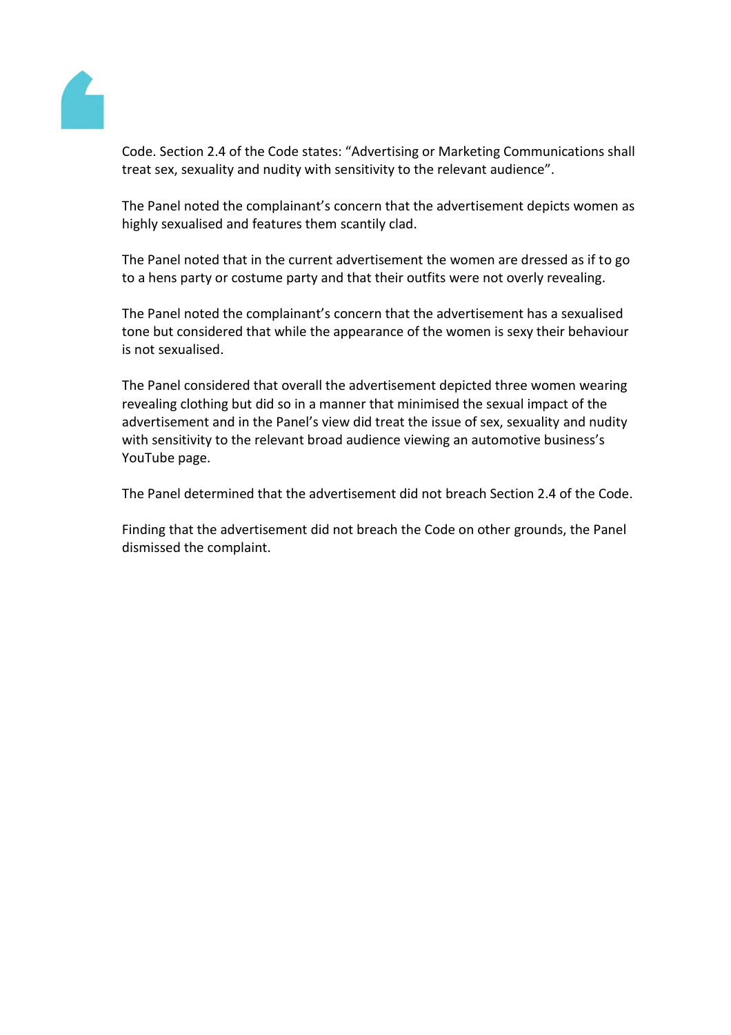Code. Section 2.4 of the Code states: “Advertising or Marketing Communications shall treat sex, sexuality and nudity with sensitivity to the relevant audience”.

The Panel noted the complainant’s concern that the advertisement depicts women as highly sexualised and features them scantily clad.

The Panel noted that in the current advertisement the women are dressed as if to go to a hens party or costume party and that their outfits were not overly revealing.

The Panel noted the complainant’s concern that the advertisement has a sexualised tone but considered that while the appearance of the women is sexy their behaviour is not sexualised.

The Panel considered that overall the advertisement depicted three women wearing revealing clothing but did so in a manner that minimised the sexual impact of the advertisement and in the Panel’s view did treat the issue of sex, sexuality and nudity with sensitivity to the relevant broad audience viewing an automotive business’s YouTube page.

The Panel determined that the advertisement did not breach Section 2.4 of the Code.

Finding that the advertisement did not breach the Code on other grounds, the Panel dismissed the complaint.